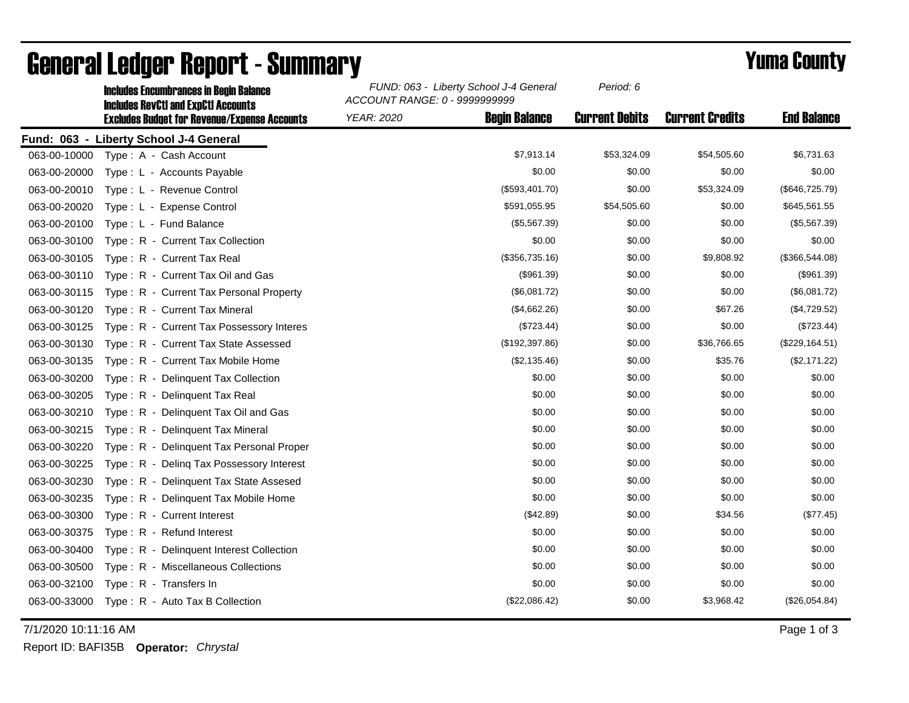# General Ledger Report - Summary

**Yuma County**

**Includes Encumbrances in Begin Balance**
**Includes RevCtl and ExpCtl Accounts**
**Excludes Budget for Revenue/Expense Accounts**

*FUND: 063 - Liberty School J-4 General*
*ACCOUNT RANGE: 0 - 9999999999*
*YEAR: 2020*
*Period: 6*

**Fund: 063 - Liberty School J-4 General**

| Account | Description | Begin Balance | Current Debits | Current Credits | End Balance |
|---|---|---|---|---|---|
| 063-00-10000 | Type : A - Cash Account | $7,913.14 | $53,324.09 | $54,505.60 | $6,731.63 |
| 063-00-20000 | Type : L - Accounts Payable | $0.00 | $0.00 | $0.00 | $0.00 |
| 063-00-20010 | Type : L - Revenue Control | ($593,401.70) | $0.00 | $53,324.09 | ($646,725.79) |
| 063-00-20020 | Type : L - Expense Control | $591,055.95 | $54,505.60 | $0.00 | $645,561.55 |
| 063-00-20100 | Type : L - Fund Balance | ($5,567.39) | $0.00 | $0.00 | ($5,567.39) |
| 063-00-30100 | Type : R - Current Tax Collection | $0.00 | $0.00 | $0.00 | $0.00 |
| 063-00-30105 | Type : R - Current Tax Real | ($356,735.16) | $0.00 | $9,808.92 | ($366,544.08) |
| 063-00-30110 | Type : R - Current Tax Oil and Gas | ($961.39) | $0.00 | $0.00 | ($961.39) |
| 063-00-30115 | Type : R - Current Tax Personal Property | ($6,081.72) | $0.00 | $0.00 | ($6,081.72) |
| 063-00-30120 | Type : R - Current Tax Mineral | ($4,662.26) | $0.00 | $67.26 | ($4,729.52) |
| 063-00-30125 | Type : R - Current Tax Possessory Interes | ($723.44) | $0.00 | $0.00 | ($723.44) |
| 063-00-30130 | Type : R - Current Tax State Assessed | ($192,397.86) | $0.00 | $36,766.65 | ($229,164.51) |
| 063-00-30135 | Type : R - Current Tax Mobile Home | ($2,135.46) | $0.00 | $35.76 | ($2,171.22) |
| 063-00-30200 | Type : R - Delinquent Tax Collection | $0.00 | $0.00 | $0.00 | $0.00 |
| 063-00-30205 | Type : R - Delinquent Tax Real | $0.00 | $0.00 | $0.00 | $0.00 |
| 063-00-30210 | Type : R - Delinquent Tax Oil and Gas | $0.00 | $0.00 | $0.00 | $0.00 |
| 063-00-30215 | Type : R - Delinquent Tax Mineral | $0.00 | $0.00 | $0.00 | $0.00 |
| 063-00-30220 | Type : R - Delinquent Tax Personal Proper | $0.00 | $0.00 | $0.00 | $0.00 |
| 063-00-30225 | Type : R - Delinq Tax Possessory Interest | $0.00 | $0.00 | $0.00 | $0.00 |
| 063-00-30230 | Type : R - Delinquent Tax State Assesed | $0.00 | $0.00 | $0.00 | $0.00 |
| 063-00-30235 | Type : R - Delinquent Tax Mobile Home | $0.00 | $0.00 | $0.00 | $0.00 |
| 063-00-30300 | Type : R - Current Interest | ($42.89) | $0.00 | $34.56 | ($77.45) |
| 063-00-30375 | Type : R - Refund Interest | $0.00 | $0.00 | $0.00 | $0.00 |
| 063-00-30400 | Type : R - Delinquent Interest Collection | $0.00 | $0.00 | $0.00 | $0.00 |
| 063-00-30500 | Type : R - Miscellaneous Collections | $0.00 | $0.00 | $0.00 | $0.00 |
| 063-00-32100 | Type : R - Transfers In | $0.00 | $0.00 | $0.00 | $0.00 |
| 063-00-33000 | Type : R - Auto Tax B Collection | ($22,086.42) | $0.00 | $3,968.42 | ($26,054.84) |

7/1/2020 10:11:16 AM

Report ID: BAFI35B **Operator:** *Chrystal*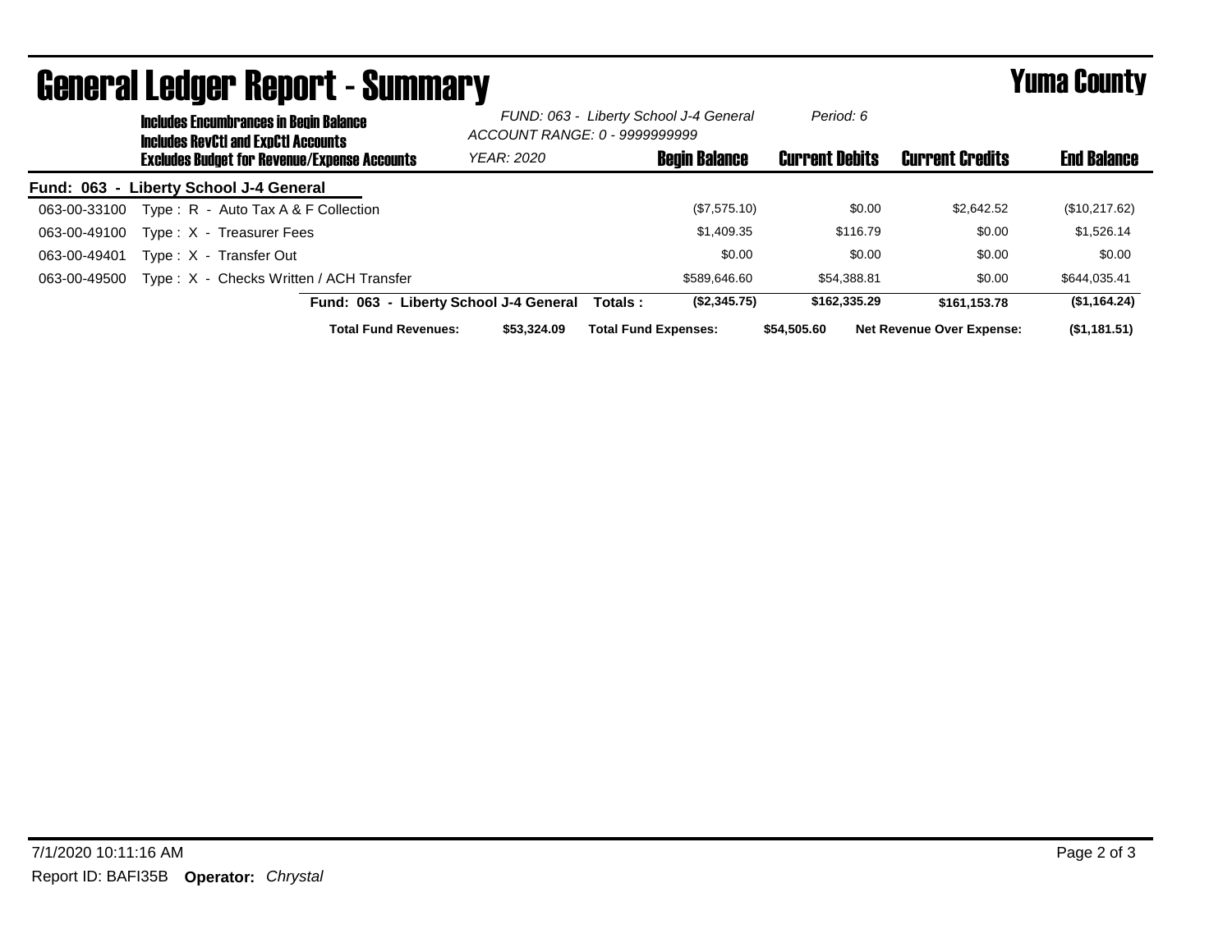# General Ledger Report - Summary

**Yuma County**

**Includes Encumbrances in Begin Balance**
**Includes RevCtl and ExpCtl Accounts**
**Excludes Budget for Revenue/Expense Accounts**

*FUND: 063 - Liberty School J-4 General*
*ACCOUNT RANGE: 0 - 9999999999*
*YEAR: 2020*
*Period: 6*

## Fund: 063 - Liberty School J-4 General

| Account | Description | Begin Balance | Current Debits | Current Credits | End Balance |
|---|---|---|---|---|---|
| 063-00-33100 | Type : R - Auto Tax A & F Collection | ($7,575.10) | $0.00 | $2,642.52 | ($10,217.62) |
| 063-00-49100 | Type : X - Treasurer Fees | $1,409.35 | $116.79 | $0.00 | $1,526.14 |
| 063-00-49401 | Type : X - Transfer Out | $0.00 | $0.00 | $0.00 | $0.00 |
| 063-00-49500 | Type : X - Checks Written / ACH Transfer | $589,646.60 | $54,388.81 | $0.00 | $644,035.41 |
| | **Fund: 063 - Liberty School J-4 General Totals :** | **($2,345.75)** | **$162,335.29** | **$161,153.78** | **($1,164.24)** |

**Total Fund Revenues:** **$53,324.09** **Total Fund Expenses:** **$54,505.60** **Net Revenue Over Expense:** **($1,181.51)**

7/1/2020 10:11:16 AM

Report ID: BAFI35B **Operator:** *Chrystal*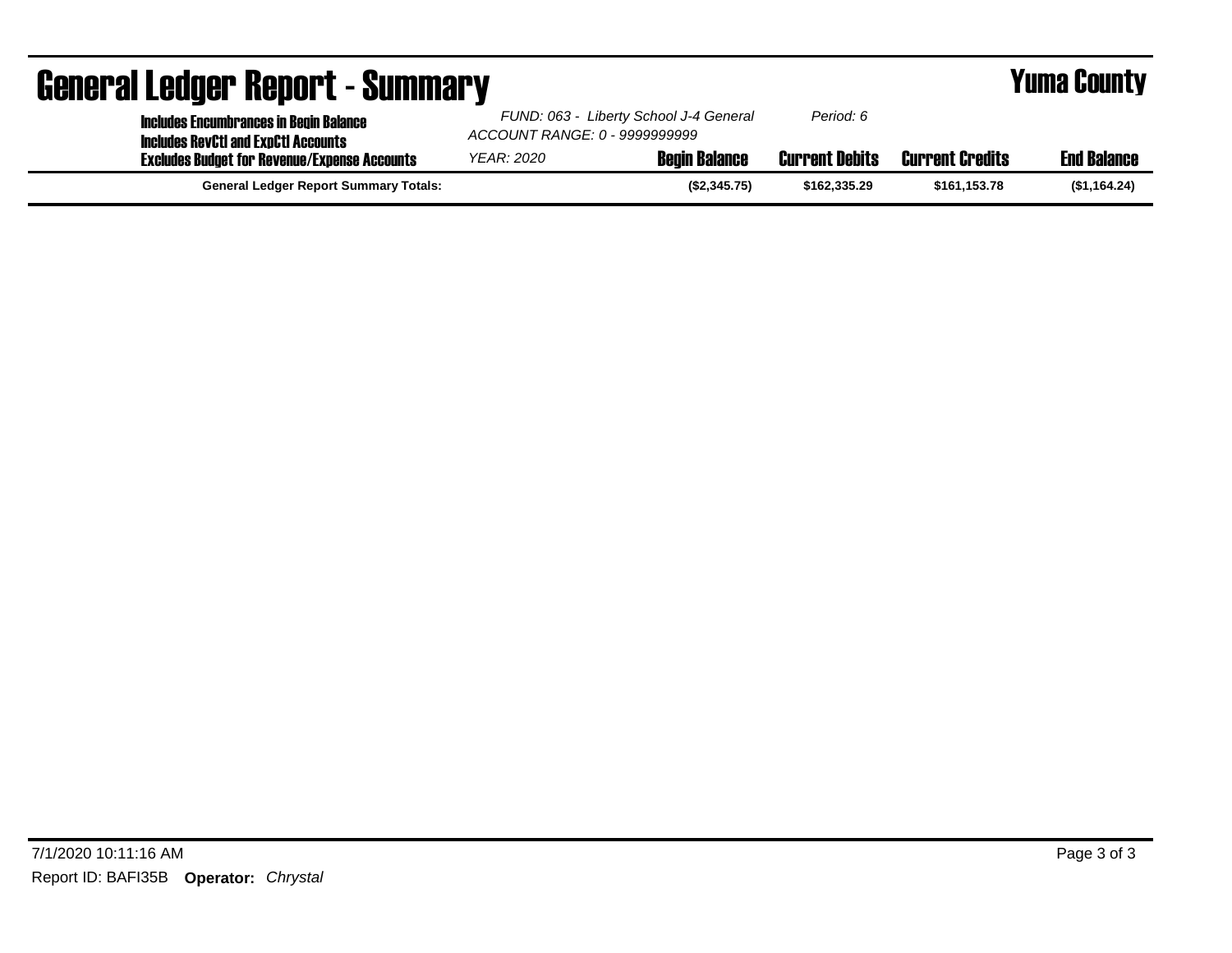# General Ledger Report - Summary

**Yuma County**

**Includes Encumbrances in Begin Balance**
**Includes RevCtl and ExpCtl Accounts**
**Excludes Budget for Revenue/Expense Accounts**

*FUND: 063 - Liberty School J-4 General*
*ACCOUNT RANGE: 0 - 9999999999*
*YEAR: 2020*
*Period: 6*

| | Begin Balance | Current Debits | Current Credits | End Balance |
|---|---|---|---|---|
| **General Ledger Report Summary Totals:** | **($2,345.75)** | **$162,335.29** | **$161,153.78** | **($1,164.24)** |

7/1/2020 10:11:16 AM

Report ID: BAFI35B **Operator:** *Chrystal*